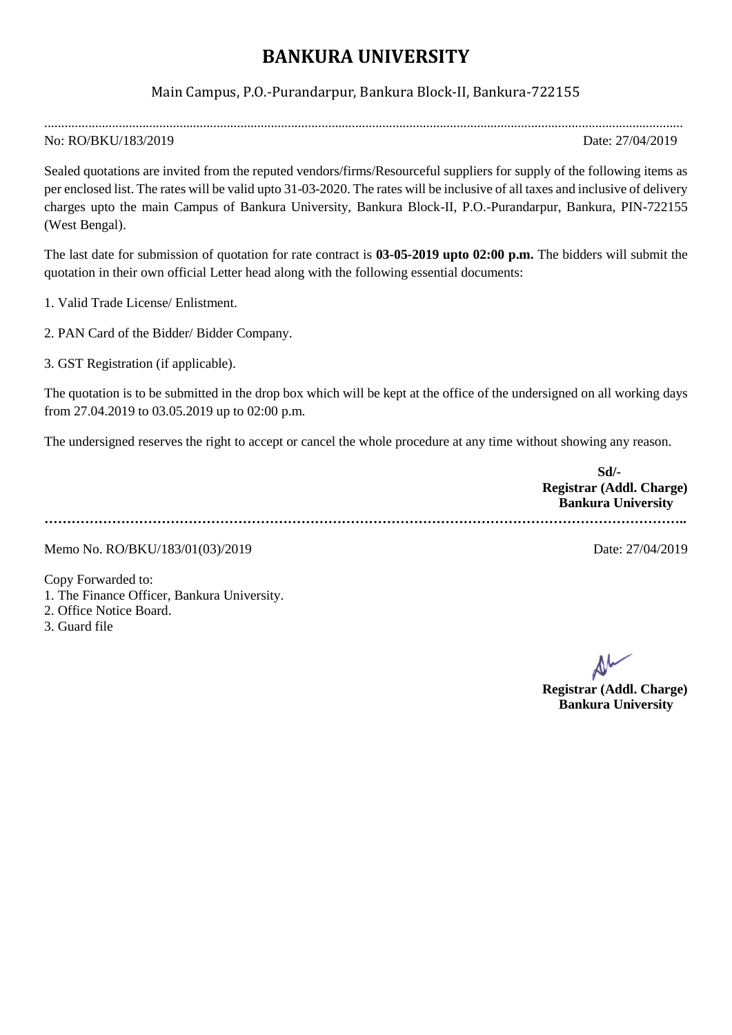# BANKURA UNIVERSITY

Main Campus, P.O.-Purandarpur, Bankura Block-II, Bankura-722155

No: RO/BKU/183/2019 Date: 27/04/2019

Sealed quotations are invited from the reputed vendors/firms/Resourceful suppliers for supply of the following items as per enclosed list. The rates will be valid upto 31-03-2020. The rates will be inclusive of all taxes and inclusive of delivery charges upto the main Campus of Bankura University, Bankura Block-II, P.O.-Purandarpur, Bankura, PIN-722155 (West Bengal).

The last date for submission of quotation for rate contract is **03-05-2019 upto 02:00 p.m.** The bidders will submit the quotation in their own official Letter head along with the following essential documents:

1. Valid Trade License/ Enlistment.

2. PAN Card of the Bidder/ Bidder Company.

3. GST Registration (if applicable).

The quotation is to be submitted in the drop box which will be kept at the office of the undersigned on all working days from 27.04.2019 to 03.05.2019 up to 02:00 p.m.

The undersigned reserves the right to accept or cancel the whole procedure at any time without showing any reason.

**Sd/-**
**Registrar (Addl. Charge)**
**Bankura University**

---

Memo No. RO/BKU/183/01(03)/2019 Date: 27/04/2019

Copy Forwarded to:
1. The Finance Officer, Bankura University.
2. Office Notice Board.
3. Guard file

**Registrar (Addl. Charge)**
**Bankura University**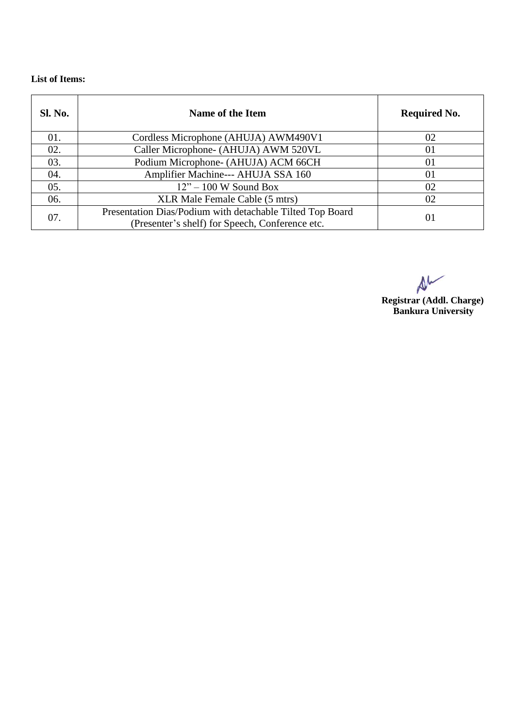**List of Items:**

| Sl. No. | Name of the Item | Required No. |
|---|---|---|
| 01. | Cordless Microphone (AHUJA) AWM490V1 | 02 |
| 02. | Caller Microphone- (AHUJA) AWM 520VL | 01 |
| 03. | Podium Microphone- (AHUJA) ACM 66CH | 01 |
| 04. | Amplifier Machine--- AHUJA SSA 160 | 01 |
| 05. | 12" – 100 W Sound Box | 02 |
| 06. | XLR Male Female Cable (5 mtrs) | 02 |
| 07. | Presentation Dias/Podium with detachable Tilted Top Board (Presenter's shelf) for Speech, Conference etc. | 01 |

**Registrar (Addl. Charge)**
**Bankura University**